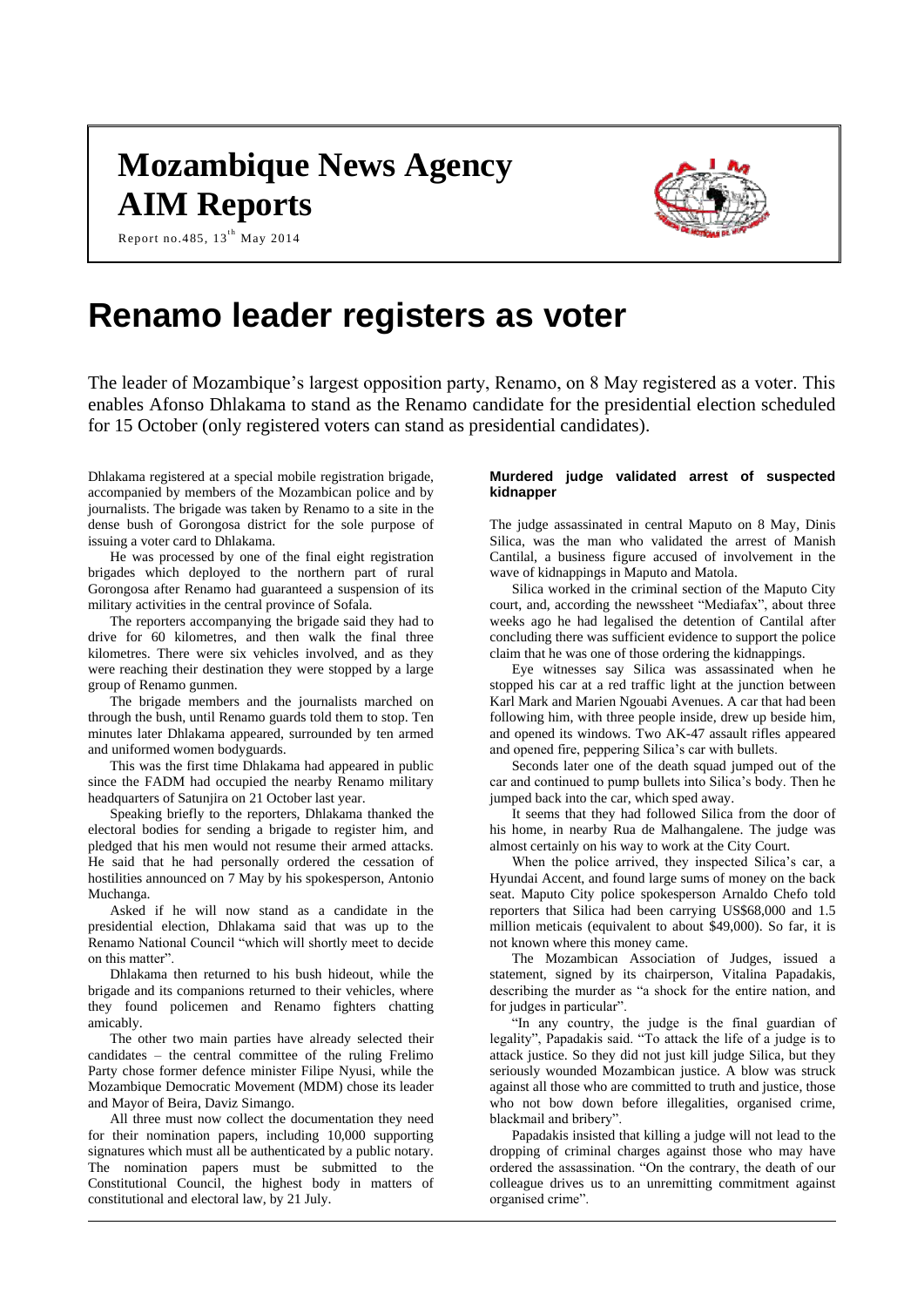# Mozambique News Agency AIM Reports

Report no.485, 13[th] May 2014

# Renamo leader registers as voter

The leader of Mozambique's largest opposition party, Renamo, on 8 May registered as a voter. This enables Afonso Dhlakama to stand as the Renamo candidate for the presidential election scheduled for 15 October (only registered voters can stand as presidential candidates).

Dhlakama registered at a special mobile registration brigade, accompanied by members of the Mozambican police and by journalists. The brigade was taken by Renamo to a site in the dense bush of Gorongosa district for the sole purpose of issuing a voter card to Dhlakama.

He was processed by one of the final eight registration brigades which deployed to the northern part of rural Gorongosa after Renamo had guaranteed a suspension of its military activities in the central province of Sofala.

The reporters accompanying the brigade said they had to drive for 60 kilometres, and then walk the final three kilometres. There were six vehicles involved, and as they were reaching their destination they were stopped by a large group of Renamo gunmen.

The brigade members and the journalists marched on through the bush, until Renamo guards told them to stop. Ten minutes later Dhlakama appeared, surrounded by ten armed and uniformed women bodyguards.

This was the first time Dhlakama had appeared in public since the FADM had occupied the nearby Renamo military headquarters of Satunjira on 21 October last year.

Speaking briefly to the reporters, Dhlakama thanked the electoral bodies for sending a brigade to register him, and pledged that his men would not resume their armed attacks. He said that he had personally ordered the cessation of hostilities announced on 7 May by his spokesperson, Antonio Muchanga.

Asked if he will now stand as a candidate in the presidential election, Dhlakama said that was up to the Renamo National Council "which will shortly meet to decide on this matter".

Dhlakama then returned to his bush hideout, while the brigade and its companions returned to their vehicles, where they found policemen and Renamo fighters chatting amicably.

The other two main parties have already selected their candidates – the central committee of the ruling Frelimo Party chose former defence minister Filipe Nyusi, while the Mozambique Democratic Movement (MDM) chose its leader and Mayor of Beira, Daviz Simango.

All three must now collect the documentation they need for their nomination papers, including 10,000 supporting signatures which must all be authenticated by a public notary. The nomination papers must be submitted to the Constitutional Council, the highest body in matters of constitutional and electoral law, by 21 July.

### Murdered judge validated arrest of suspected kidnapper

The judge assassinated in central Maputo on 8 May, Dinis Silica, was the man who validated the arrest of Manish Cantilal, a business figure accused of involvement in the wave of kidnappings in Maputo and Matola.

Silica worked in the criminal section of the Maputo City court, and, according to the newssheet "Mediafax", about three weeks ago he had legalised the detention of Cantilal after concluding there was sufficient evidence to support the police claim that he was one of those ordering the kidnappings.

Eye witnesses say Silica was assassinated when he stopped his car at a red traffic light at the junction between Karl Mark and Marien Ngouabi Avenues. A car that had been following him, with three people inside, drew up beside him, and opened its windows. Two AK-47 assault rifles appeared and opened fire, peppering Silica's car with bullets.

Seconds later one of the death squad jumped out of the car and continued to pump bullets into Silica's body. Then he jumped back into the car, which sped away.

It seems that they had followed Silica from the door of his home, in nearby Rua de Malhangalene. The judge was almost certainly on his way to work at the City Court.

When the police arrived, they inspected Silica's car, a Hyundai Accent, and found large sums of money on the back seat. Maputo City police spokesperson Arnaldo Chefo told reporters that Silica had been carrying US$68,000 and 1.5 million meticais (equivalent to about $49,000). So far, it is not known where this money came.

The Mozambican Association of Judges, issued a statement, signed by its chairperson, Vitalina Papadakis, describing the murder as "a shock for the entire nation, and for judges in particular".

"In any country, the judge is the final guardian of legality", Papadakis said. "To attack the life of a judge is to attack justice. So they did not just kill judge Silica, but they seriously wounded Mozambican justice. A blow was struck against all those who are committed to truth and justice, those who not bow down before illegalities, organised crime, blackmail and bribery".

Papadakis insisted that killing a judge will not lead to the dropping of criminal charges against those who may have ordered the assassination. "On the contrary, the death of our colleague drives us to an unremitting commitment against organised crime".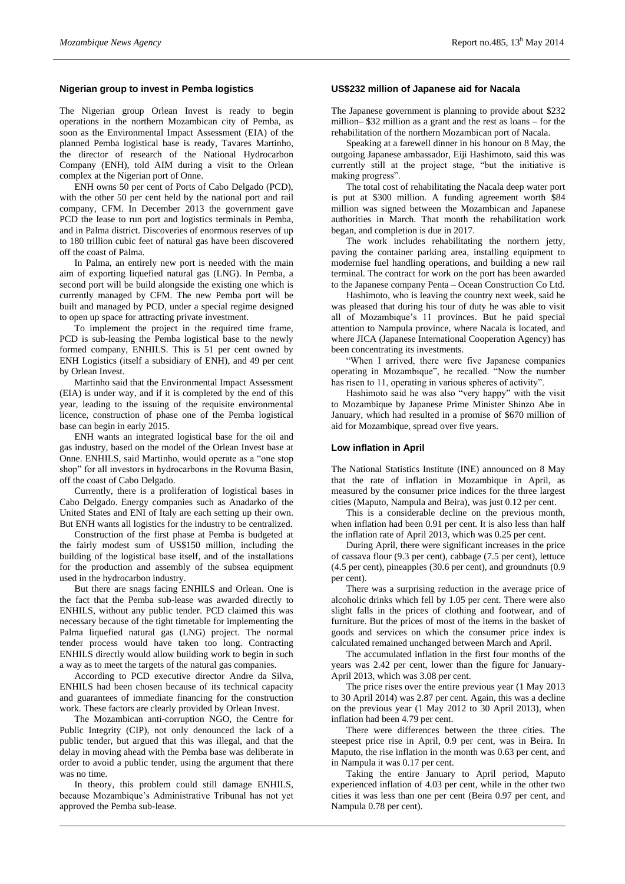## Nigerian group to invest in Pemba logistics

The Nigerian group Orlean Invest is ready to begin operations in the northern Mozambican city of Pemba, as soon as the Environmental Impact Assessment (EIA) of the planned Pemba logistical base is ready, Tavares Martinho, the director of research of the National Hydrocarbon Company (ENH), told AIM during a visit to the Orlean complex at the Nigerian port of Onne.

ENH owns 50 per cent of Ports of Cabo Delgado (PCD), with the other 50 per cent held by the national port and rail company, CFM. In December 2013 the government gave PCD the lease to run port and logistics terminals in Pemba, and in Palma district. Discoveries of enormous reserves of up to 180 trillion cubic feet of natural gas have been discovered off the coast of Palma.

In Palma, an entirely new port is needed with the main aim of exporting liquefied natural gas (LNG). In Pemba, a second port will be build alongside the existing one which is currently managed by CFM. The new Pemba port will be built and managed by PCD, under a special regime designed to open up space for attracting private investment.

To implement the project in the required time frame, PCD is sub-leasing the Pemba logistical base to the newly formed company, ENHILS. This is 51 per cent owned by ENH Logistics (itself a subsidiary of ENH), and 49 per cent by Orlean Invest.

Martinho said that the Environmental Impact Assessment (EIA) is under way, and if it is completed by the end of this year, leading to the issuing of the requisite environmental licence, construction of phase one of the Pemba logistical base can begin in early 2015.

ENH wants an integrated logistical base for the oil and gas industry, based on the model of the Orlean Invest base at Onne. ENHILS, said Martinho, would operate as a "one stop shop" for all investors in hydrocarbons in the Rovuma Basin, off the coast of Cabo Delgado.

Currently, there is a proliferation of logistical bases in Cabo Delgado. Energy companies such as Anadarko of the United States and ENI of Italy are each setting up their own. But ENH wants all logistics for the industry to be centralized.

Construction of the first phase at Pemba is budgeted at the fairly modest sum of US$150 million, including the building of the logistical base itself, and of the installations for the production and assembly of the subsea equipment used in the hydrocarbon industry.

But there are snags facing ENHILS and Orlean. One is the fact that the Pemba sub-lease was awarded directly to ENHILS, without any public tender. PCD claimed this was necessary because of the tight timetable for implementing the Palma liquefied natural gas (LNG) project. The normal tender process would have taken too long. Contracting ENHILS directly would allow building work to begin in such a way as to meet the targets of the natural gas companies.

According to PCD executive director Andre da Silva, ENHILS had been chosen because of its technical capacity and guarantees of immediate financing for the construction work. These factors are clearly provided by Orlean Invest.

The Mozambican anti-corruption NGO, the Centre for Public Integrity (CIP), not only denounced the lack of a public tender, but argued that this was illegal, and that the delay in moving ahead with the Pemba base was deliberate in order to avoid a public tender, using the argument that there was no time.

In theory, this problem could still damage ENHILS, because Mozambique's Administrative Tribunal has not yet approved the Pemba sub-lease.

## US$232 million of Japanese aid for Nacala

The Japanese government is planning to provide about $232 million– $32 million as a grant and the rest as loans – for the rehabilitation of the northern Mozambican port of Nacala.

Speaking at a farewell dinner in his honour on 8 May, the outgoing Japanese ambassador, Eiji Hashimoto, said this was currently still at the project stage, "but the initiative is making progress".

The total cost of rehabilitating the Nacala deep water port is put at $300 million. A funding agreement worth $84 million was signed between the Mozambican and Japanese authorities in March. That month the rehabilitation work began, and completion is due in 2017.

The work includes rehabilitating the northern jetty, paving the container parking area, installing equipment to modernise fuel handling operations, and building a new rail terminal. The contract for work on the port has been awarded to the Japanese company Penta – Ocean Construction Co Ltd.

Hashimoto, who is leaving the country next week, said he was pleased that during his tour of duty he was able to visit all of Mozambique's 11 provinces. But he paid special attention to Nampula province, where Nacala is located, and where JICA (Japanese International Cooperation Agency) has been concentrating its investments.

"When I arrived, there were five Japanese companies operating in Mozambique", he recalled. "Now the number has risen to 11, operating in various spheres of activity".

Hashimoto said he was also "very happy" with the visit to Mozambique by Japanese Prime Minister Shinzo Abe in January, which had resulted in a promise of $670 million of aid for Mozambique, spread over five years.

## Low inflation in April

The National Statistics Institute (INE) announced on 8 May that the rate of inflation in Mozambique in April, as measured by the consumer price indices for the three largest cities (Maputo, Nampula and Beira), was just 0.12 per cent.

This is a considerable decline on the previous month, when inflation had been 0.91 per cent. It is also less than half the inflation rate of April 2013, which was 0.25 per cent.

During April, there were significant increases in the price of cassava flour (9.3 per cent), cabbage (7.5 per cent), lettuce (4.5 per cent), pineapples (30.6 per cent), and groundnuts (0.9 per cent).

There was a surprising reduction in the average price of alcoholic drinks which fell by 1.05 per cent. There were also slight falls in the prices of clothing and footwear, and of furniture. But the prices of most of the items in the basket of goods and services on which the consumer price index is calculated remained unchanged between March and April.

The accumulated inflation in the first four months of the years was 2.42 per cent, lower than the figure for January-April 2013, which was 3.08 per cent.

The price rises over the entire previous year (1 May 2013 to 30 April 2014) was 2.87 per cent. Again, this was a decline on the previous year (1 May 2012 to 30 April 2013), when inflation had been 4.79 per cent.

There were differences between the three cities. The steepest price rise in April, 0.9 per cent, was in Beira. In Maputo, the rise inflation in the month was 0.63 per cent, and in Nampula it was 0.17 per cent.

Taking the entire January to April period, Maputo experienced inflation of 4.03 per cent, while in the other two cities it was less than one per cent (Beira 0.97 per cent, and Nampula 0.78 per cent).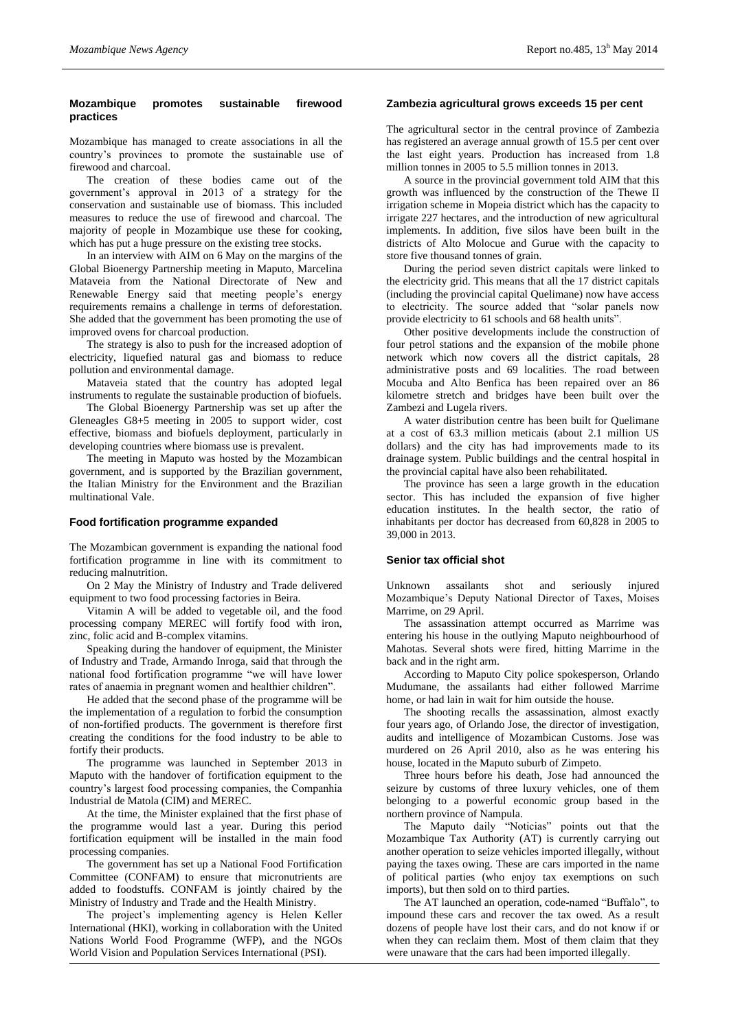## Mozambique promotes sustainable firewood practices

Mozambique has managed to create associations in all the country's provinces to promote the sustainable use of firewood and charcoal.

The creation of these bodies came out of the government's approval in 2013 of a strategy for the conservation and sustainable use of biomass. This included measures to reduce the use of firewood and charcoal. The majority of people in Mozambique use these for cooking, which has put a huge pressure on the existing tree stocks.

In an interview with AIM on 6 May on the margins of the Global Bioenergy Partnership meeting in Maputo, Marcelina Mataveia from the National Directorate of New and Renewable Energy said that meeting people's energy requirements remains a challenge in terms of deforestation. She added that the government has been promoting the use of improved ovens for charcoal production.

The strategy is also to push for the increased adoption of electricity, liquefied natural gas and biomass to reduce pollution and environmental damage.

Mataveia stated that the country has adopted legal instruments to regulate the sustainable production of biofuels.

The Global Bioenergy Partnership was set up after the Gleneagles G8+5 meeting in 2005 to support wider, cost effective, biomass and biofuels deployment, particularly in developing countries where biomass use is prevalent.

The meeting in Maputo was hosted by the Mozambican government, and is supported by the Brazilian government, the Italian Ministry for the Environment and the Brazilian multinational Vale.

## Food fortification programme expanded

The Mozambican government is expanding the national food fortification programme in line with its commitment to reducing malnutrition.

On 2 May the Ministry of Industry and Trade delivered equipment to two food processing factories in Beira.

Vitamin A will be added to vegetable oil, and the food processing company MEREC will fortify food with iron, zinc, folic acid and B-complex vitamins.

Speaking during the handover of equipment, the Minister of Industry and Trade, Armando Inroga, said that through the national food fortification programme "we will have lower rates of anaemia in pregnant women and healthier children".

He added that the second phase of the programme will be the implementation of a regulation to forbid the consumption of non-fortified products. The government is therefore first creating the conditions for the food industry to be able to fortify their products.

The programme was launched in September 2013 in Maputo with the handover of fortification equipment to the country's largest food processing companies, the Companhia Industrial de Matola (CIM) and MEREC.

At the time, the Minister explained that the first phase of the programme would last a year. During this period fortification equipment will be installed in the main food processing companies.

The government has set up a National Food Fortification Committee (CONFAM) to ensure that micronutrients are added to foodstuffs. CONFAM is jointly chaired by the Ministry of Industry and Trade and the Health Ministry.

The project's implementing agency is Helen Keller International (HKI), working in collaboration with the United Nations World Food Programme (WFP), and the NGOs World Vision and Population Services International (PSI).

## Zambezia agricultural grows exceeds 15 per cent

The agricultural sector in the central province of Zambezia has registered an average annual growth of 15.5 per cent over the last eight years. Production has increased from 1.8 million tonnes in 2005 to 5.5 million tonnes in 2013.

A source in the provincial government told AIM that this growth was influenced by the construction of the Thewe II irrigation scheme in Mopeia district which has the capacity to irrigate 227 hectares, and the introduction of new agricultural implements. In addition, five silos have been built in the districts of Alto Molocue and Gurue with the capacity to store five thousand tonnes of grain.

During the period seven district capitals were linked to the electricity grid. This means that all the 17 district capitals (including the provincial capital Quelimane) now have access to electricity. The source added that "solar panels now provide electricity to 61 schools and 68 health units".

Other positive developments include the construction of four petrol stations and the expansion of the mobile phone network which now covers all the district capitals, 28 administrative posts and 69 localities. The road between Mocuba and Alto Benfica has been repaired over an 86 kilometre stretch and bridges have been built over the Zambezi and Lugela rivers.

A water distribution centre has been built for Quelimane at a cost of 63.3 million meticais (about 2.1 million US dollars) and the city has had improvements made to its drainage system. Public buildings and the central hospital in the provincial capital have also been rehabilitated.

The province has seen a large growth in the education sector. This has included the expansion of five higher education institutes. In the health sector, the ratio of inhabitants per doctor has decreased from 60,828 in 2005 to 39,000 in 2013.

## Senior tax official shot

Unknown assailants shot and seriously injured Mozambique's Deputy National Director of Taxes, Moises Marrime, on 29 April.

The assassination attempt occurred as Marrime was entering his house in the outlying Maputo neighbourhood of Mahotas. Several shots were fired, hitting Marrime in the back and in the right arm.

According to Maputo City police spokesperson, Orlando Mudumane, the assailants had either followed Marrime home, or had lain in wait for him outside the house.

The shooting recalls the assassination, almost exactly four years ago, of Orlando Jose, the director of investigation, audits and intelligence of Mozambican Customs. Jose was murdered on 26 April 2010, also as he was entering his house, located in the Maputo suburb of Zimpeto.

Three hours before his death, Jose had announced the seizure by customs of three luxury vehicles, one of them belonging to a powerful economic group based in the northern province of Nampula.

The Maputo daily "Noticias" points out that the Mozambique Tax Authority (AT) is currently carrying out another operation to seize vehicles imported illegally, without paying the taxes owing. These are cars imported in the name of political parties (who enjoy tax exemptions on such imports), but then sold on to third parties.

The AT launched an operation, code-named "Buffalo", to impound these cars and recover the tax owed. As a result dozens of people have lost their cars, and do not know if or when they can reclaim them. Most of them claim that they were unaware that the cars had been imported illegally.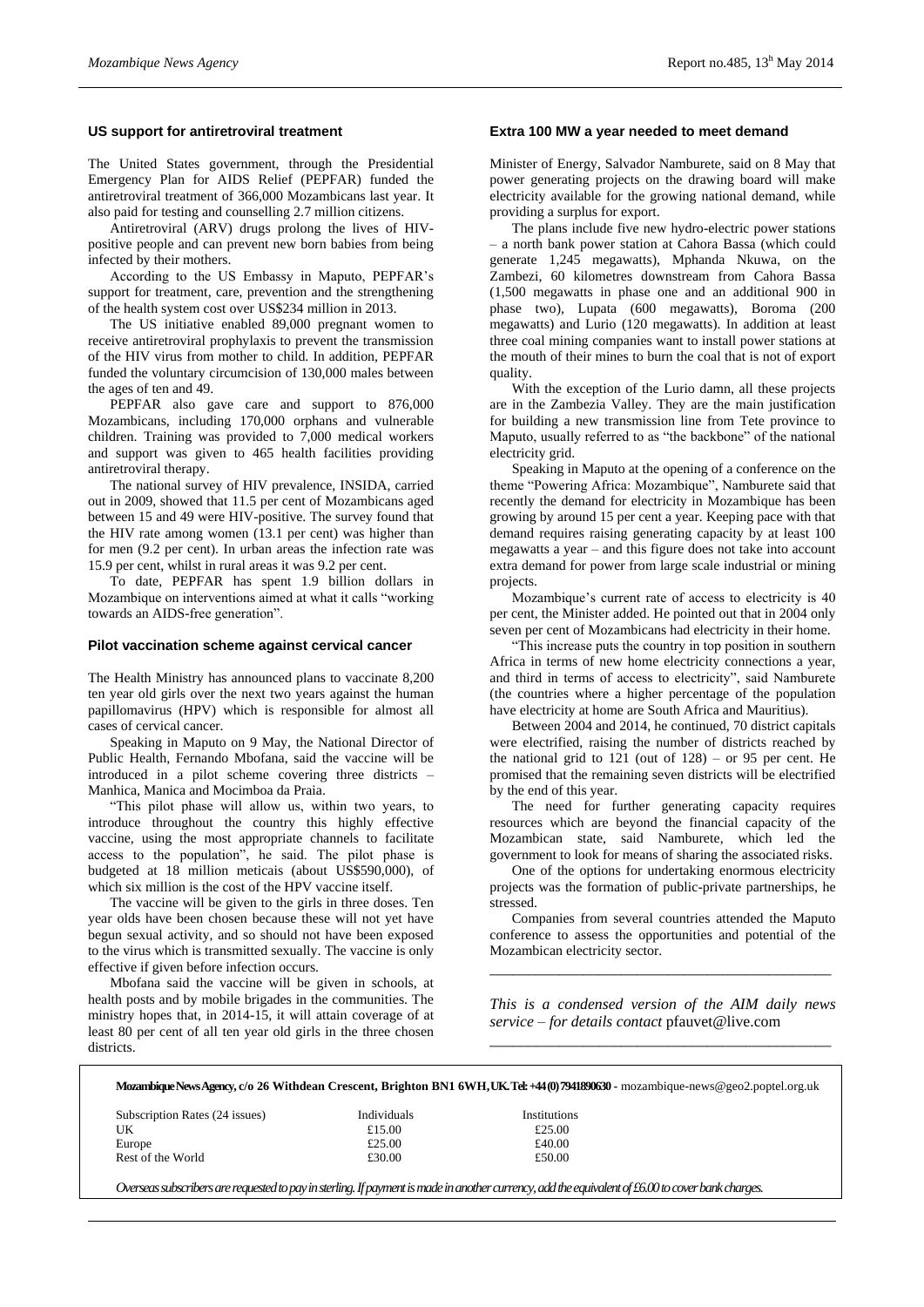## US support for antiretroviral treatment

The United States government, through the Presidential Emergency Plan for AIDS Relief (PEPFAR) funded the antiretroviral treatment of 366,000 Mozambicans last year. It also paid for testing and counselling 2.7 million citizens.

Antiretroviral (ARV) drugs prolong the lives of HIV-positive people and can prevent new born babies from being infected by their mothers.

According to the US Embassy in Maputo, PEPFAR's support for treatment, care, prevention and the strengthening of the health system cost over US$234 million in 2013.

The US initiative enabled 89,000 pregnant women to receive antiretroviral prophylaxis to prevent the transmission of the HIV virus from mother to child. In addition, PEPFAR funded the voluntary circumcision of 130,000 males between the ages of ten and 49.

PEPFAR also gave care and support to 876,000 Mozambicans, including 170,000 orphans and vulnerable children. Training was provided to 7,000 medical workers and support was given to 465 health facilities providing antiretroviral therapy.

The national survey of HIV prevalence, INSIDA, carried out in 2009, showed that 11.5 per cent of Mozambicans aged between 15 and 49 were HIV-positive. The survey found that the HIV rate among women (13.1 per cent) was higher than for men (9.2 per cent). In urban areas the infection rate was 15.9 per cent, whilst in rural areas it was 9.2 per cent.

To date, PEPFAR has spent 1.9 billion dollars in Mozambique on interventions aimed at what it calls "working towards an AIDS-free generation".

## Pilot vaccination scheme against cervical cancer

The Health Ministry has announced plans to vaccinate 8,200 ten year old girls over the next two years against the human papillomavirus (HPV) which is responsible for almost all cases of cervical cancer.

Speaking in Maputo on 9 May, the National Director of Public Health, Fernando Mbofana, said the vaccine will be introduced in a pilot scheme covering three districts – Manhica, Manica and Mocimboa da Praia.

"This pilot phase will allow us, within two years, to introduce throughout the country this highly effective vaccine, using the most appropriate channels to facilitate access to the population", he said. The pilot phase is budgeted at 18 million meticais (about US$590,000), of which six million is the cost of the HPV vaccine itself.

The vaccine will be given to the girls in three doses. Ten year olds have been chosen because these will not yet have begun sexual activity, and so should not have been exposed to the virus which is transmitted sexually. The vaccine is only effective if given before infection occurs.

Mbofana said the vaccine will be given in schools, at health posts and by mobile brigades in the communities. The ministry hopes that, in 2014-15, it will attain coverage of at least 80 per cent of all ten year old girls in the three chosen districts.

## Extra 100 MW a year needed to meet demand

Minister of Energy, Salvador Namburete, said on 8 May that power generating projects on the drawing board will make electricity available for the growing national demand, while providing a surplus for export.

The plans include five new hydro-electric power stations – a north bank power station at Cahora Bassa (which could generate 1,245 megawatts), Mphanda Nkuwa, on the Zambezi, 60 kilometres downstream from Cahora Bassa (1,500 megawatts in phase one and an additional 900 in phase two), Lupata (600 megawatts), Boroma (200 megawatts) and Lurio (120 megawatts). In addition at least three coal mining companies want to install power stations at the mouth of their mines to burn the coal that is not of export quality.

With the exception of the Lurio damn, all these projects are in the Zambezia Valley. They are the main justification for building a new transmission line from Tete province to Maputo, usually referred to as "the backbone" of the national electricity grid.

Speaking in Maputo at the opening of a conference on the theme "Powering Africa: Mozambique", Namburete said that recently the demand for electricity in Mozambique has been growing by around 15 per cent a year. Keeping pace with that demand requires raising generating capacity by at least 100 megawatts a year – and this figure does not take into account extra demand for power from large scale industrial or mining projects.

Mozambique's current rate of access to electricity is 40 per cent, the Minister added. He pointed out that in 2004 only seven per cent of Mozambicans had electricity in their home.

"This increase puts the country in top position in southern Africa in terms of new home electricity connections a year, and third in terms of access to electricity", said Namburete (the countries where a higher percentage of the population have electricity at home are South Africa and Mauritius).

Between 2004 and 2014, he continued, 70 district capitals were electrified, raising the number of districts reached by the national grid to 121 (out of 128) – or 95 per cent. He promised that the remaining seven districts will be electrified by the end of this year.

The need for further generating capacity requires resources which are beyond the financial capacity of the Mozambican state, said Namburete, which led the government to look for means of sharing the associated risks.

One of the options for undertaking enormous electricity projects was the formation of public-private partnerships, he stressed.

Companies from several countries attended the Maputo conference to assess the opportunities and potential of the Mozambican electricity sector.

---

*This is a condensed version of the AIM daily news service – for details contact* pfauvet@live.com

---

**Mozambique News Agency, c/o 26 Withdean Crescent, Brighton BN1 6WH, UK. Tel: +44 (0) 7941890630 -** mozambique-news@geo2.poptel.org.uk

| Subscription Rates (24 issues) | Individuals | Institutions |
|---|---|---|
| UK | £15.00 | £25.00 |
| Europe | £25.00 | £40.00 |
| Rest of the World | £30.00 | £50.00 |

*Overseas subscribers are requested to pay in sterling. If payment is made in another currency, add the equivalent of £6.00 to cover bank charges.*